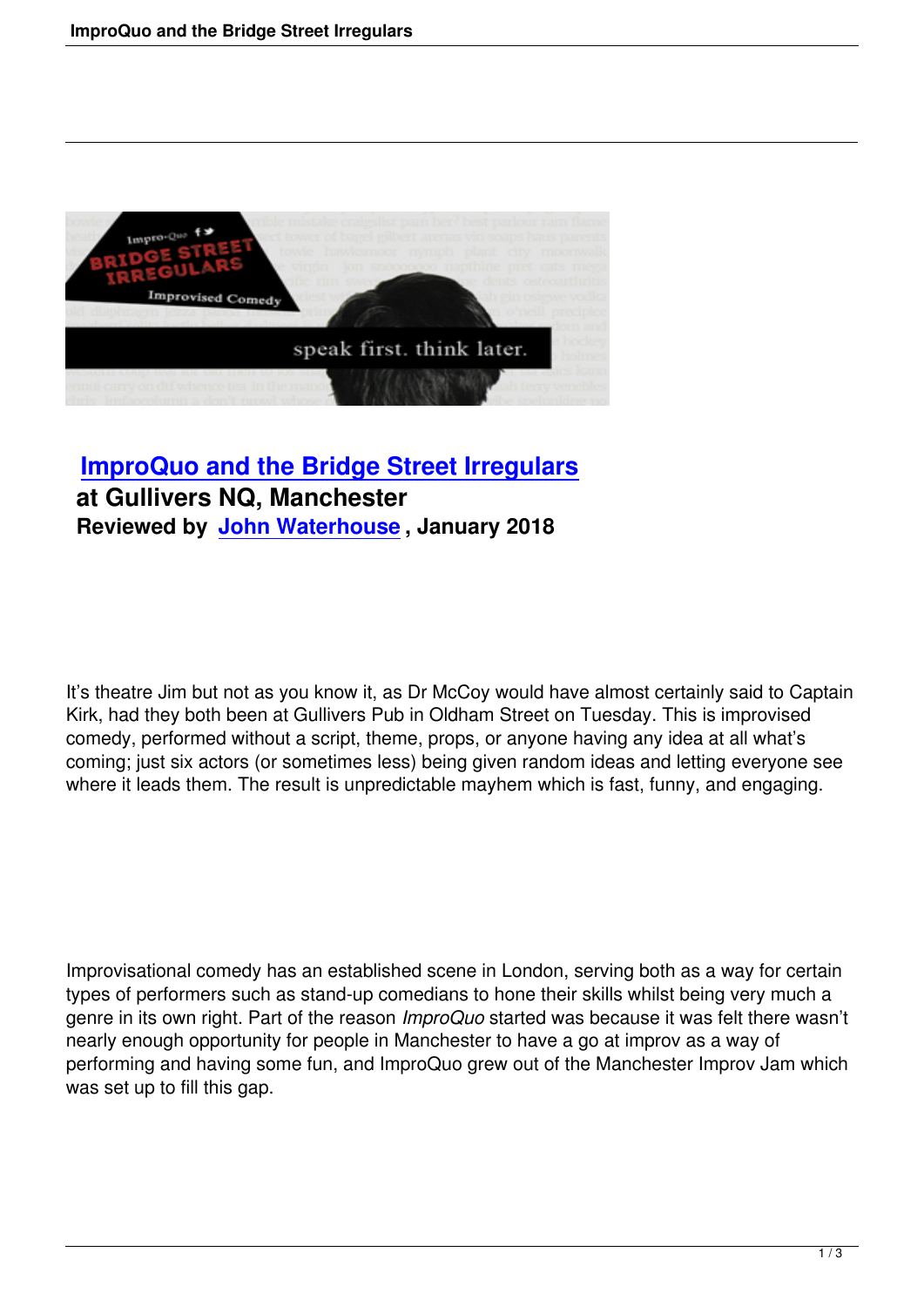# ImproQuo and the Bridge Street Irregulars

**at Gullivers NQ, Manchester**

**Reviewed by John Waterhouse, January 2018**

It's theatre Jim but not as you know it, as Dr McCoy would have almost certainly said to Captain Kirk, had they both been at Gullivers Pub in Oldham Street on Tuesday. This is improvised comedy, performed without a script, theme, props, or anyone having any idea at all what's coming; just six actors (or sometimes less) being given random ideas and letting everyone see where it leads them. The result is unpredictable mayhem which is fast, funny, and engaging.

Improvisational comedy has an established scene in London, serving both as a way for certain types of performers such as stand-up comedians to hone their skills whilst being very much a genre in its own right. Part of the reason *ImproQuo* started was because it was felt there wasn't nearly enough opportunity for people in Manchester to have a go at improv as a way of performing and having some fun, and ImproQuo grew out of the Manchester Improv Jam which was set up to fill this gap.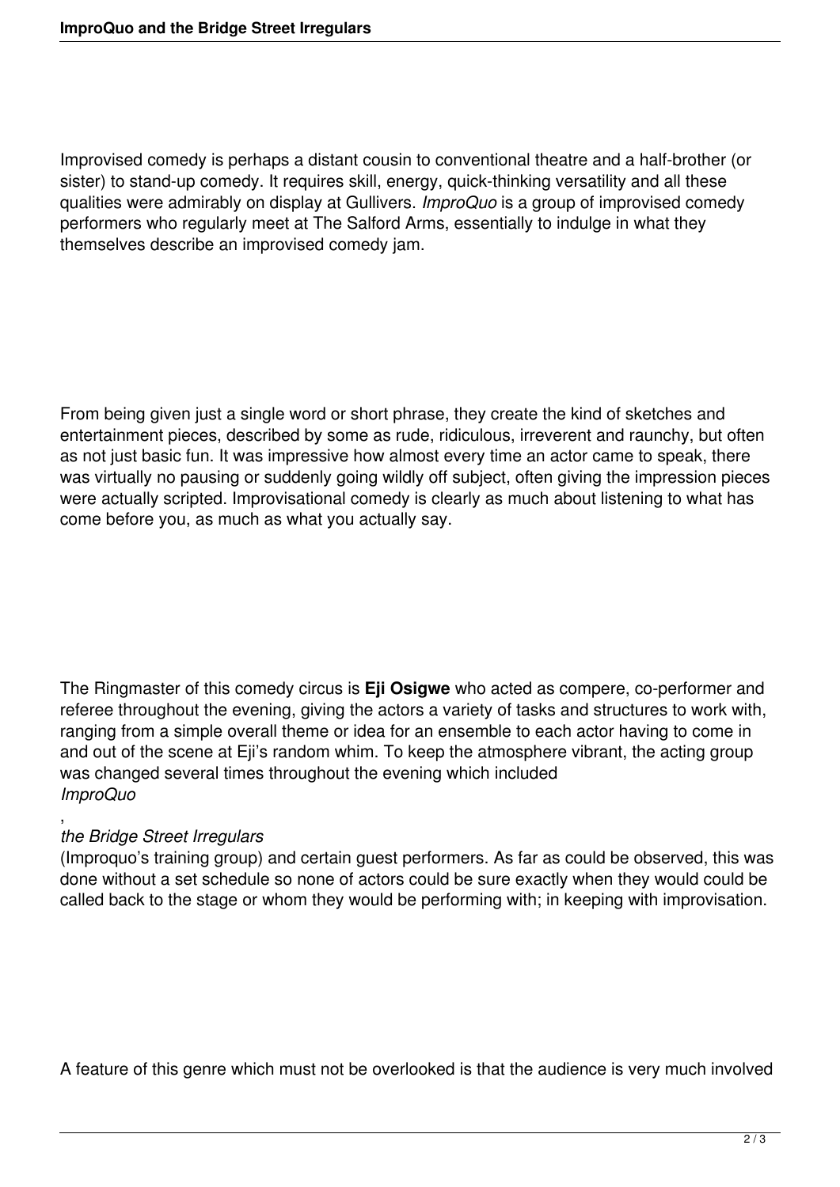Improvised comedy is perhaps a distant cousin to conventional theatre and a half-brother (or sister) to stand-up comedy. It requires skill, energy, quick-thinking versatility and all these qualities were admirably on display at Gullivers. *ImproQuo* is a group of improvised comedy performers who regularly meet at The Salford Arms, essentially to indulge in what they themselves describe an improvised comedy jam.

From being given just a single word or short phrase, they create the kind of sketches and entertainment pieces, described by some as rude, ridiculous, irreverent and raunchy, but often as not just basic fun. It was impressive how almost every time an actor came to speak, there was virtually no pausing or suddenly going wildly off subject, often giving the impression pieces were actually scripted. Improvisational comedy is clearly as much about listening to what has come before you, as much as what you actually say.

The Ringmaster of this comedy circus is **Eji Osigwe** who acted as compere, co-performer and referee throughout the evening, giving the actors a variety of tasks and structures to work with, ranging from a simple overall theme or idea for an ensemble to each actor having to come in and out of the scene at Eji's random whim. To keep the atmosphere vibrant, the acting group was changed several times throughout the evening which included *ImproQuo*, *the Bridge Street Irregulars* (Improquo's training group) and certain guest performers. As far as could be observed, this was done without a set schedule so none of actors could be sure exactly when they would could be called back to the stage or whom they would be performing with; in keeping with improvisation.

A feature of this genre which must not be overlooked is that the audience is very much involved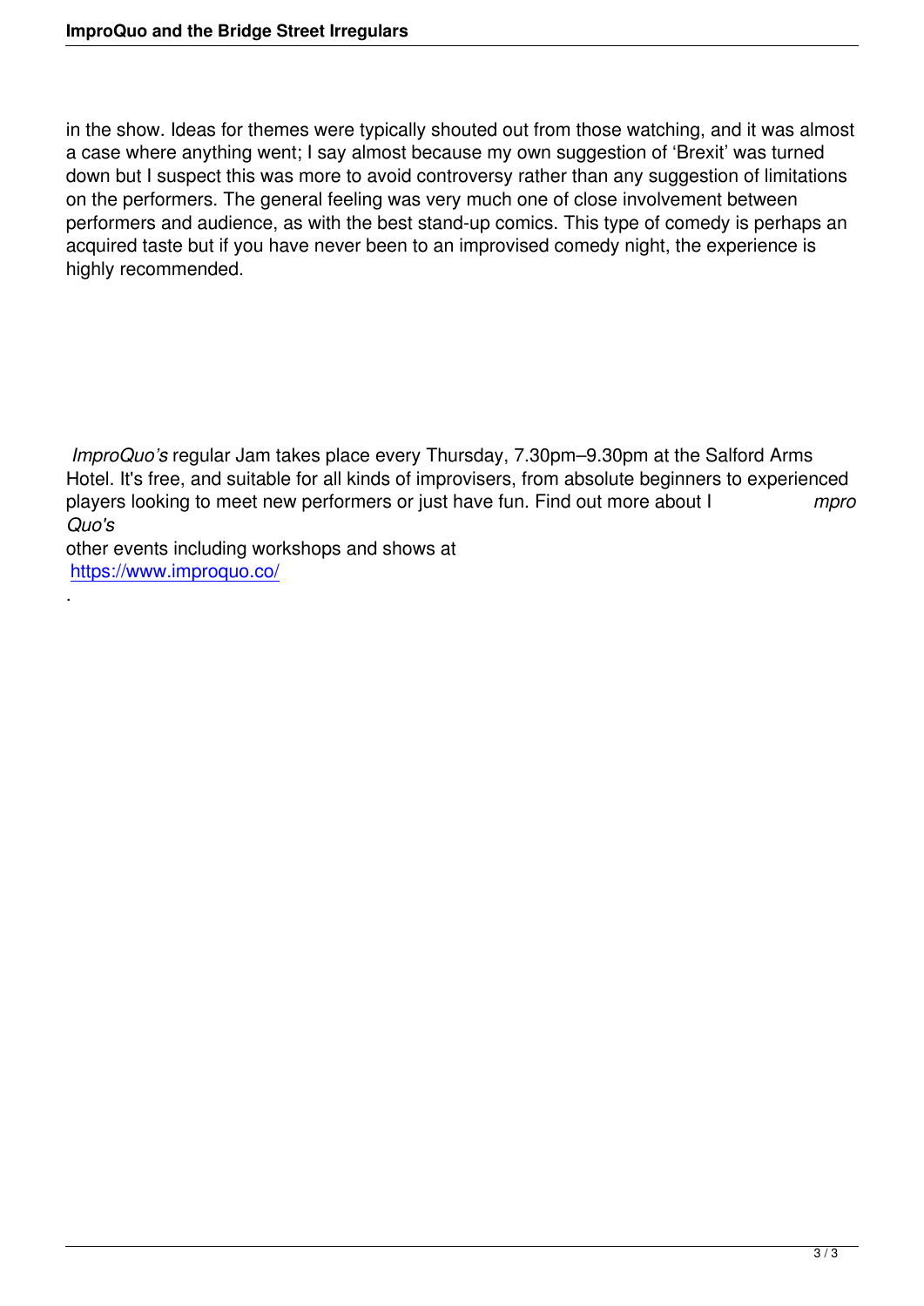in the show. Ideas for themes were typically shouted out from those watching, and it was almost a case where anything went; I say almost because my own suggestion of 'Brexit' was turned down but I suspect this was more to avoid controversy rather than any suggestion of limitations on the performers. The general feeling was very much one of close involvement between performers and audience, as with the best stand-up comics. This type of comedy is perhaps an acquired taste but if you have never been to an improvised comedy night, the experience is highly recommended.

*ImproQuo's* regular Jam takes place every Thursday, 7.30pm–9.30pm at the Salford Arms Hotel. It's free, and suitable for all kinds of improvisers, from absolute beginners to experienced players looking to meet new performers or just have fun. Find out more about I*mpro Quo's* other events including workshops and shows at https://www.improquo.co/ .